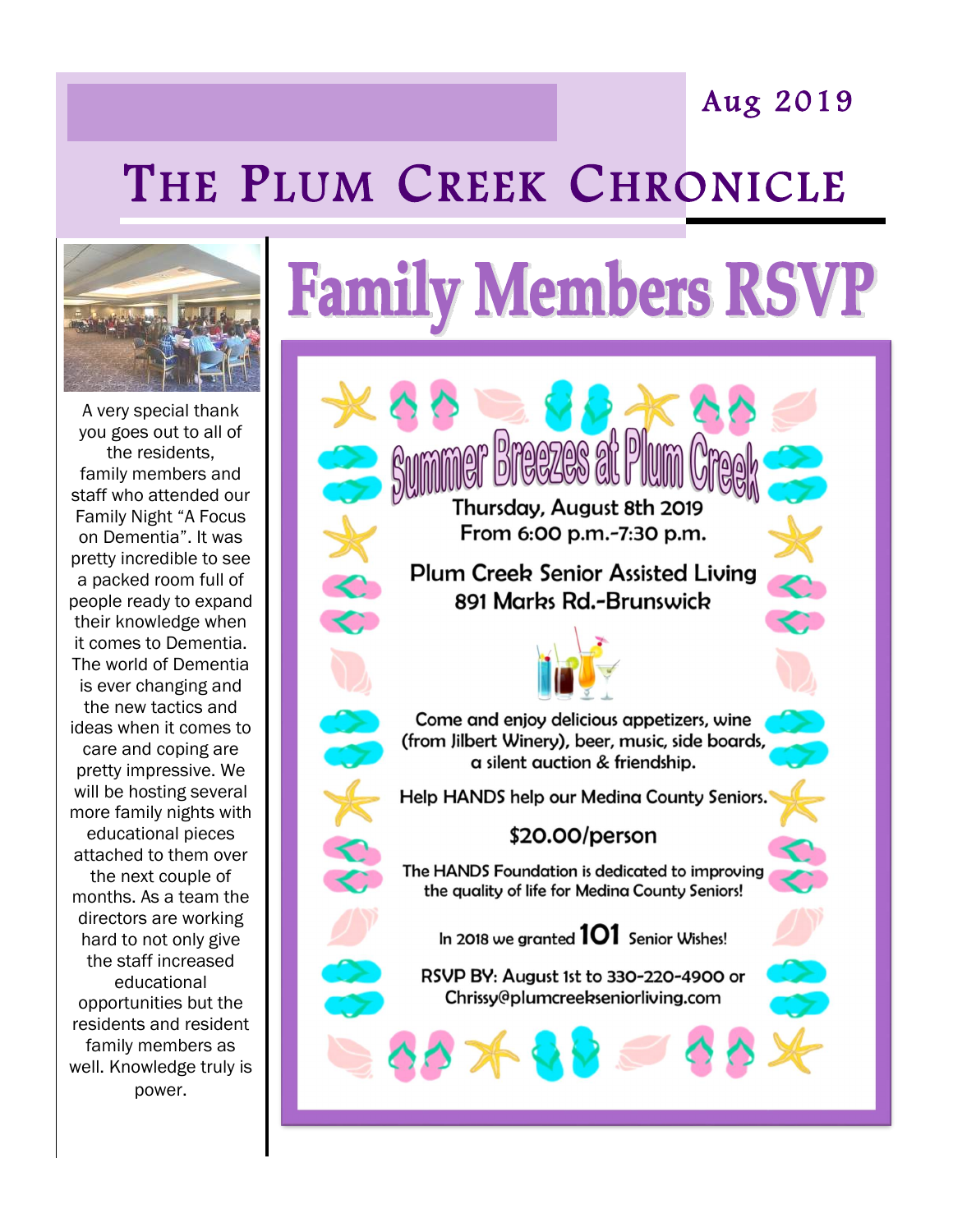Aug 2019

# The Plum Creek Chronicle

A very special thank you goes out to all of the residents, family members and staff who attended our Family Night "A Focus on Dementia". It was pretty incredible to see a packed room full of people ready to expand their knowledge when it comes to Dementia. The world of Dementia is ever changing and the new tactics and ideas when it comes to care and coping are pretty impressive. We will be hosting several more family nights with educational pieces attached to them over the next couple of months. As a team the directors are working hard to not only give the staff increased educational opportunities but the residents and resident family members as well. Knowledge truly is power.

# Family Members RSVP

## Summer Breezes at Plum Creek

Thursday, August 8th 2019
From 6:00 p.m.-7:30 p.m.

**Plum Creek Senior Assisted Living**
**891 Marks Rd.-Brunswick**

Come and enjoy delicious appetizers, wine (from Jilbert Winery), beer, music, side boards, a silent auction & friendship.

Help HANDS help our Medina County Seniors.

**$20.00/person**

The HANDS Foundation is dedicated to improving the quality of life for Medina County Seniors!

In 2018 we granted **101** Senior Wishes!

RSVP BY: August 1st to 330-220-4900 or Chrissy@plumcreekseniorliving.com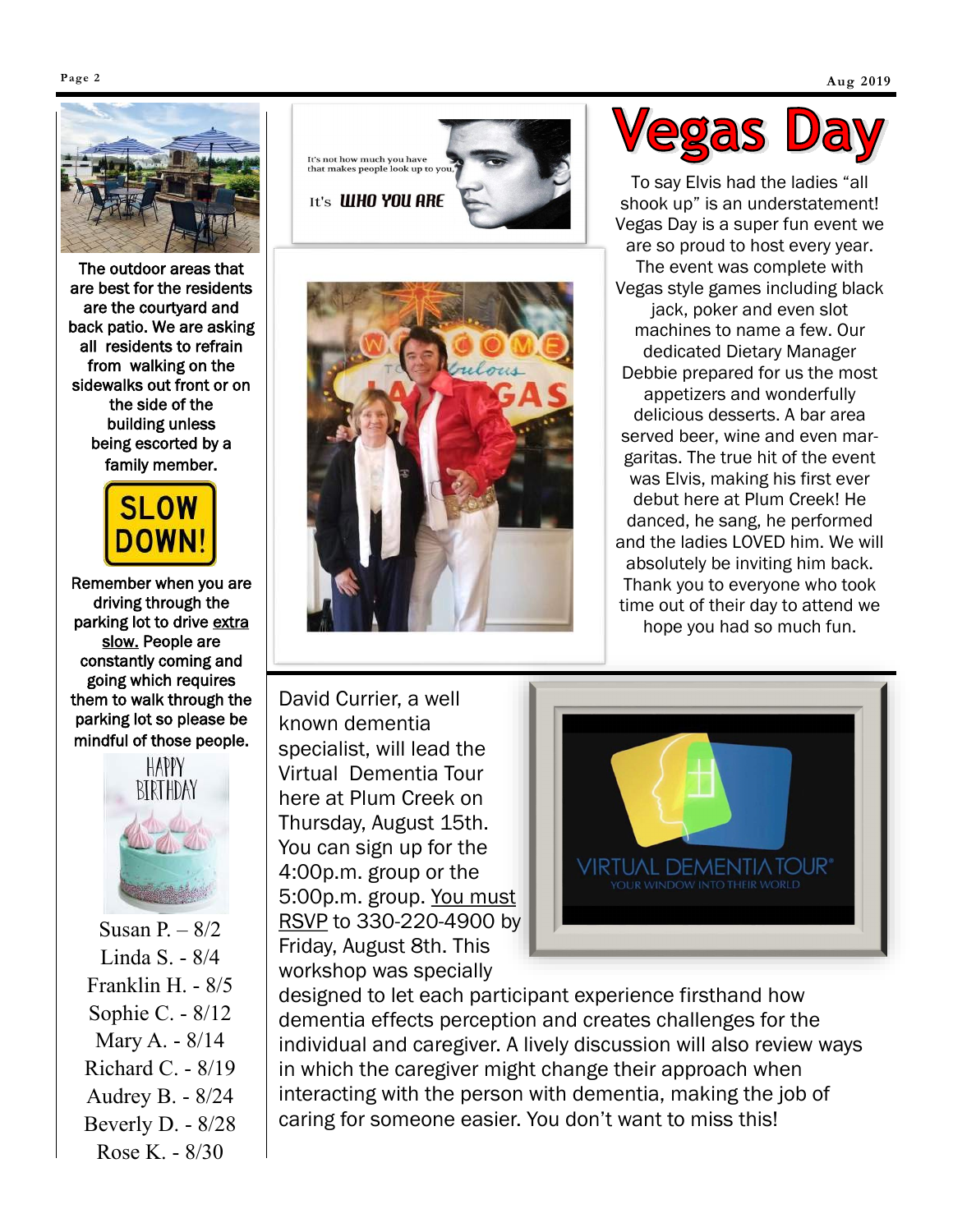The outdoor areas that are best for the residents are the courtyard and back patio. We are asking all residents to refrain from walking on the sidewalks out front or on the side of the building unless being escorted by a family member.

SLOW DOWN!

Remember when you are driving through the parking lot to drive extra slow. People are constantly coming and going which requires them to walk through the parking lot so please be mindful of those people.

HAPPY BIRTHDAY

Susan P. – 8/2
Linda S. - 8/4
Franklin H. - 8/5
Sophie C. - 8/12
Mary A. - 8/14
Richard C. - 8/19
Audrey B. - 8/24
Beverly D. - 8/28
Rose K. - 8/30

It's not how much you have that makes people look up to you, It's WHO YOU ARE

# Vegas Day

To say Elvis had the ladies "all shook up" is an understatement! Vegas Day is a super fun event we are so proud to host every year. The event was complete with Vegas style games including black jack, poker and even slot machines to name a few. Our dedicated Dietary Manager Debbie prepared for us the most appetizers and wonderfully delicious desserts. A bar area served beer, wine and even margaritas. The true hit of the event was Elvis, making his first ever debut here at Plum Creek! He danced, he sang, he performed and the ladies LOVED him. We will absolutely be inviting him back. Thank you to everyone who took time out of their day to attend we hope you had so much fun.

David Currier, a well known dementia specialist, will lead the Virtual Dementia Tour here at Plum Creek on Thursday, August 15th. You can sign up for the 4:00p.m. group or the 5:00p.m. group. You must RSVP to 330-220-4900 by Friday, August 8th. This workshop was specially designed to let each participant experience firsthand how dementia effects perception and creates challenges for the individual and caregiver. A lively discussion will also review ways in which the caregiver might change their approach when interacting with the person with dementia, making the job of caring for someone easier. You don't want to miss this!

VIRTUAL DEMENTIA TOUR®
YOUR WINDOW INTO THEIR WORLD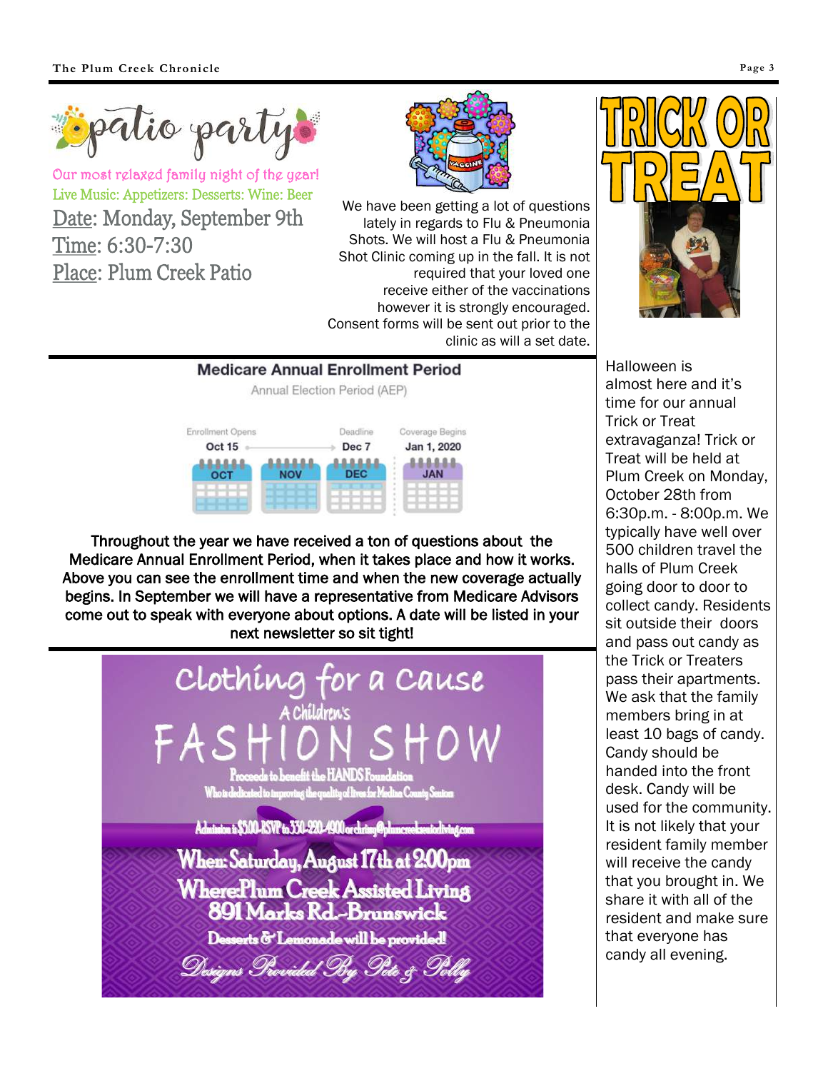# patio party

Our most relaxed family night of the year!

Live Music: Appetizers: Desserts: Wine: Beer

Date: Monday, September 9th

Time: 6:30-7:30

Place: Plum Creek Patio

We have been getting a lot of questions lately in regards to Flu & Pneumonia Shots. We will host a Flu & Pneumonia Shot Clinic coming up in the fall. It is not required that your loved one receive either of the vaccinations however it is strongly encouraged. Consent forms will be sent out prior to the clinic as will a set date.

# TRICK OR TREAT

Halloween is almost here and it's time for our annual Trick or Treat extravaganza! Trick or Treat will be held at Plum Creek on Monday, October 28th from 6:30p.m. - 8:00p.m. We typically have well over 500 children travel the halls of Plum Creek going door to door to collect candy. Residents sit outside their doors and pass out candy as the Trick or Treaters pass their apartments. We ask that the family members bring in at least 10 bags of candy. Candy should be handed into the front desk. Candy will be used for the community. It is not likely that your resident family member will receive the candy that you brought in. We share it with all of the resident and make sure that everyone has candy all evening.

## Medicare Annual Enrollment Period

Annual Election Period (AEP)

| Enrollment Opens | Deadline | Coverage Begins |
|---|---|---|
| Oct 15 | Dec 7 | Jan 1, 2020 |

**Throughout the year we have received a ton of questions about the Medicare Annual Enrollment Period, when it takes place and how it works. Above you can see the enrollment time and when the new coverage actually begins. In September we will have a representative from Medicare Advisors come out to speak with everyone about options. A date will be listed in your next newsletter so sit tight!**

# Clothing for a Cause

## A Children's FASHION SHOW

Proceeds to benefit the HANDS Foundation

Who is dedicated to improving the quality of lives for Medina County Seniors

Admission is $5.00-RSVP to 330-220-4900 or christy@plumcreekseniorliving.com

**When: Saturday, August 17th at 2:00pm**

**Where: Plum Creek Assisted Living**

**891 Marks Rd.-Brunswick**

**Desserts & Lemonade will be provided!**

*Designs Provided By Pete & Polly*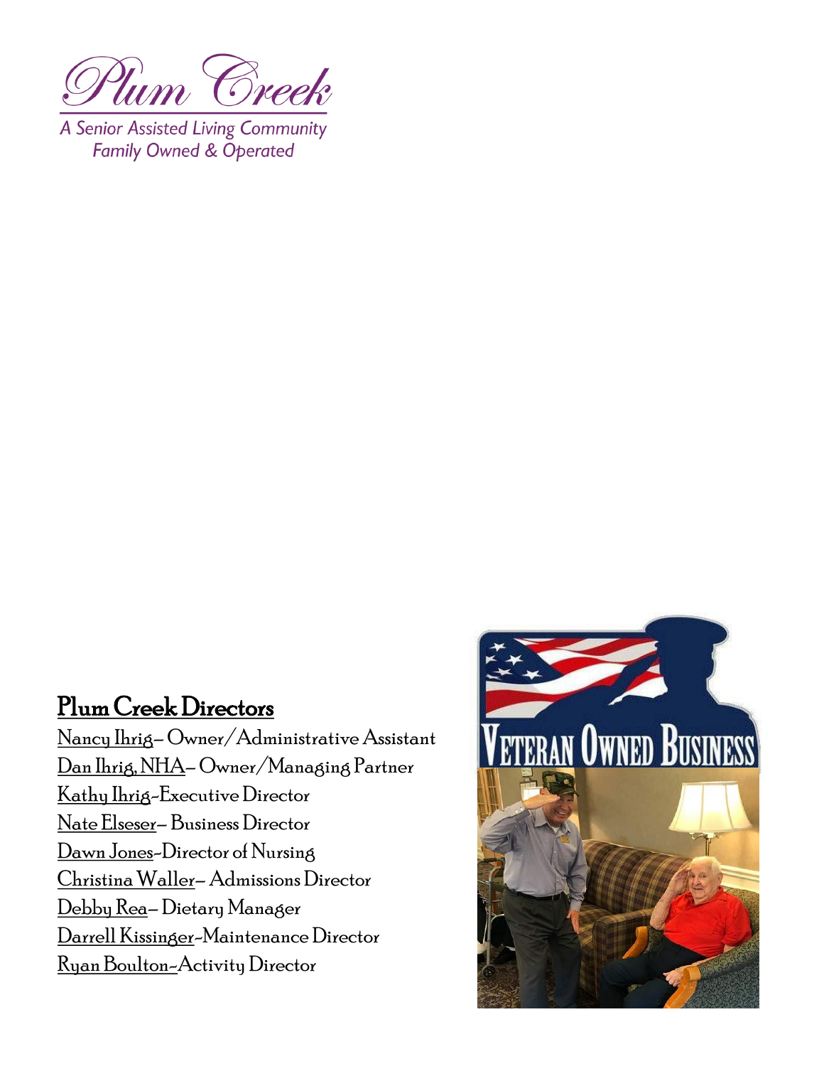Plum Creek

A Senior Assisted Living Community
Family Owned & Operated

## Plum Creek Directors

Nancy Ihrig– Owner/Administrative Assistant
Dan Ihrig, NHA– Owner/Managing Partner
Kathy Ihrig-Executive Director
Nate Elseser– Business Director
Dawn Jones-Director of Nursing
Christina Waller– Admissions Director
Debby Rea– Dietary Manager
Darrell Kissinger-Maintenance Director
Ryan Boulton-Activity Director

VETERAN OWNED BUSINESS